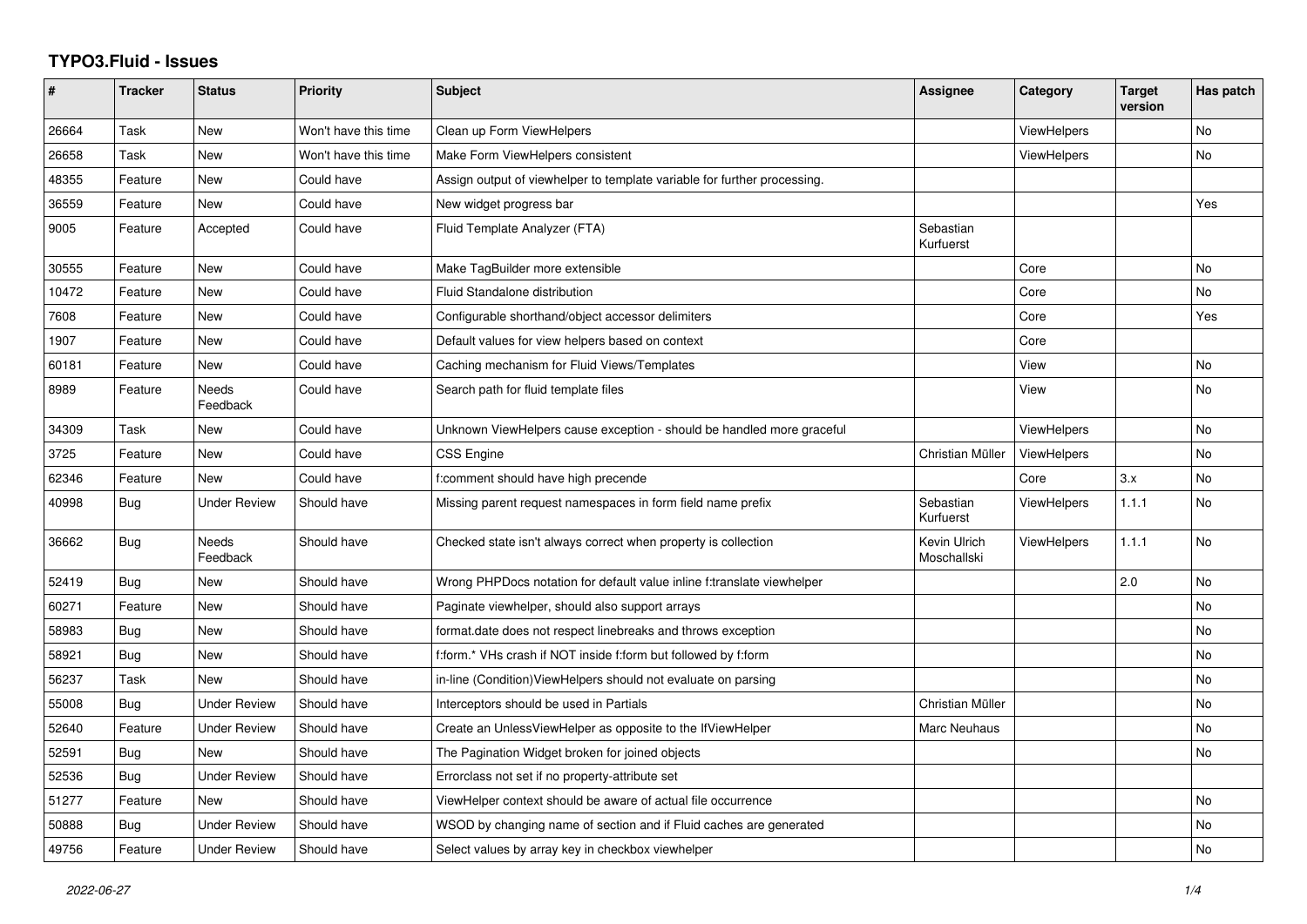# TYPO3.Fluid - Issues

| # | Tracker | Status | Priority | Subject | Assignee | Category | Target version | Has patch |
|---|---|---|---|---|---|---|---|---|
| 26664 | Task | New | Won't have this time | Clean up Form ViewHelpers | | ViewHelpers | | No |
| 26658 | Task | New | Won't have this time | Make Form ViewHelpers consistent | | ViewHelpers | | No |
| 48355 | Feature | New | Could have | Assign output of viewhelper to template variable for further processing. | | | | |
| 36559 | Feature | New | Could have | New widget progress bar | | | | Yes |
| 9005 | Feature | Accepted | Could have | Fluid Template Analyzer (FTA) | Sebastian Kurfuerst | | | |
| 30555 | Feature | New | Could have | Make TagBuilder more extensible | | Core | | No |
| 10472 | Feature | New | Could have | Fluid Standalone distribution | | Core | | No |
| 7608 | Feature | New | Could have | Configurable shorthand/object accessor delimiters | | Core | | Yes |
| 1907 | Feature | New | Could have | Default values for view helpers based on context | | Core | | |
| 60181 | Feature | New | Could have | Caching mechanism for Fluid Views/Templates | | View | | No |
| 8989 | Feature | Needs Feedback | Could have | Search path for fluid template files | | View | | No |
| 34309 | Task | New | Could have | Unknown ViewHelpers cause exception - should be handled more graceful | | ViewHelpers | | No |
| 3725 | Feature | New | Could have | CSS Engine | Christian Müller | ViewHelpers | | No |
| 62346 | Feature | New | Could have | f:comment should have high precende | | Core | 3.x | No |
| 40998 | Bug | Under Review | Should have | Missing parent request namespaces in form field name prefix | Sebastian Kurfuerst | ViewHelpers | 1.1.1 | No |
| 36662 | Bug | Needs Feedback | Should have | Checked state isn't always correct when property is collection | Kevin Ulrich Moschallski | ViewHelpers | 1.1.1 | No |
| 52419 | Bug | New | Should have | Wrong PHPDocs notation for default value inline f:translate viewhelper | | | 2.0 | No |
| 60271 | Feature | New | Should have | Paginate viewhelper, should also support arrays | | | | No |
| 58983 | Bug | New | Should have | format.date does not respect linebreaks and throws exception | | | | No |
| 58921 | Bug | New | Should have | f:form.* VHs crash if NOT inside f:form but followed by f:form | | | | No |
| 56237 | Task | New | Should have | in-line (Condition)ViewHelpers should not evaluate on parsing | | | | No |
| 55008 | Bug | Under Review | Should have | Interceptors should be used in Partials | Christian Müller | | | No |
| 52640 | Feature | Under Review | Should have | Create an UnlessViewHelper as opposite to the IfViewHelper | Marc Neuhaus | | | No |
| 52591 | Bug | New | Should have | The Pagination Widget broken for joined objects | | | | No |
| 52536 | Bug | Under Review | Should have | Errorclass not set if no property-attribute set | | | | |
| 51277 | Feature | New | Should have | ViewHelper context should be aware of actual file occurrence | | | | No |
| 50888 | Bug | Under Review | Should have | WSOD by changing name of section and if Fluid caches are generated | | | | No |
| 49756 | Feature | Under Review | Should have | Select values by array key in checkbox viewhelper | | | | No |

*2022-06-27*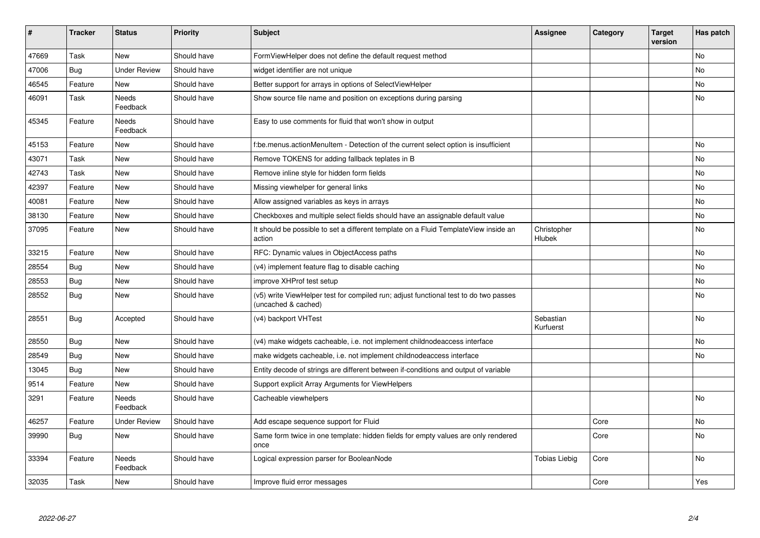| # | Tracker | Status | Priority | Subject | Assignee | Category | Target version | Has patch |
|---|---|---|---|---|---|---|---|---|
| 47669 | Task | New | Should have | FormViewHelper does not define the default request method | | | | No |
| 47006 | Bug | Under Review | Should have | widget identifier are not unique | | | | No |
| 46545 | Feature | New | Should have | Better support for arrays in options of SelectViewHelper | | | | No |
| 46091 | Task | Needs Feedback | Should have | Show source file name and position on exceptions during parsing | | | | No |
| 45345 | Feature | Needs Feedback | Should have | Easy to use comments for fluid that won't show in output | | | | |
| 45153 | Feature | New | Should have | f:be.menus.actionMenuItem - Detection of the current select option is insufficient | | | | No |
| 43071 | Task | New | Should have | Remove TOKENS for adding fallback teplates in B | | | | No |
| 42743 | Task | New | Should have | Remove inline style for hidden form fields | | | | No |
| 42397 | Feature | New | Should have | Missing viewhelper for general links | | | | No |
| 40081 | Feature | New | Should have | Allow assigned variables as keys in arrays | | | | No |
| 38130 | Feature | New | Should have | Checkboxes and multiple select fields should have an assignable default value | | | | No |
| 37095 | Feature | New | Should have | It should be possible to set a different template on a Fluid TemplateView inside an action | Christopher Hlubek | | | No |
| 33215 | Feature | New | Should have | RFC: Dynamic values in ObjectAccess paths | | | | No |
| 28554 | Bug | New | Should have | (v4) implement feature flag to disable caching | | | | No |
| 28553 | Bug | New | Should have | improve XHProf test setup | | | | No |
| 28552 | Bug | New | Should have | (v5) write ViewHelper test for compiled run; adjust functional test to do two passes (uncached & cached) | | | | No |
| 28551 | Bug | Accepted | Should have | (v4) backport VHTest | Sebastian Kurfuerst | | | No |
| 28550 | Bug | New | Should have | (v4) make widgets cacheable, i.e. not implement childnodeaccess interface | | | | No |
| 28549 | Bug | New | Should have | make widgets cacheable, i.e. not implement childnodeaccess interface | | | | No |
| 13045 | Bug | New | Should have | Entity decode of strings are different between if-conditions and output of variable | | | | |
| 9514 | Feature | New | Should have | Support explicit Array Arguments for ViewHelpers | | | | |
| 3291 | Feature | Needs Feedback | Should have | Cacheable viewhelpers | | | | No |
| 46257 | Feature | Under Review | Should have | Add escape sequence support for Fluid | | Core | | No |
| 39990 | Bug | New | Should have | Same form twice in one template: hidden fields for empty values are only rendered once | | Core | | No |
| 33394 | Feature | Needs Feedback | Should have | Logical expression parser for BooleanNode | Tobias Liebig | Core | | No |
| 32035 | Task | New | Should have | Improve fluid error messages | | Core | | Yes |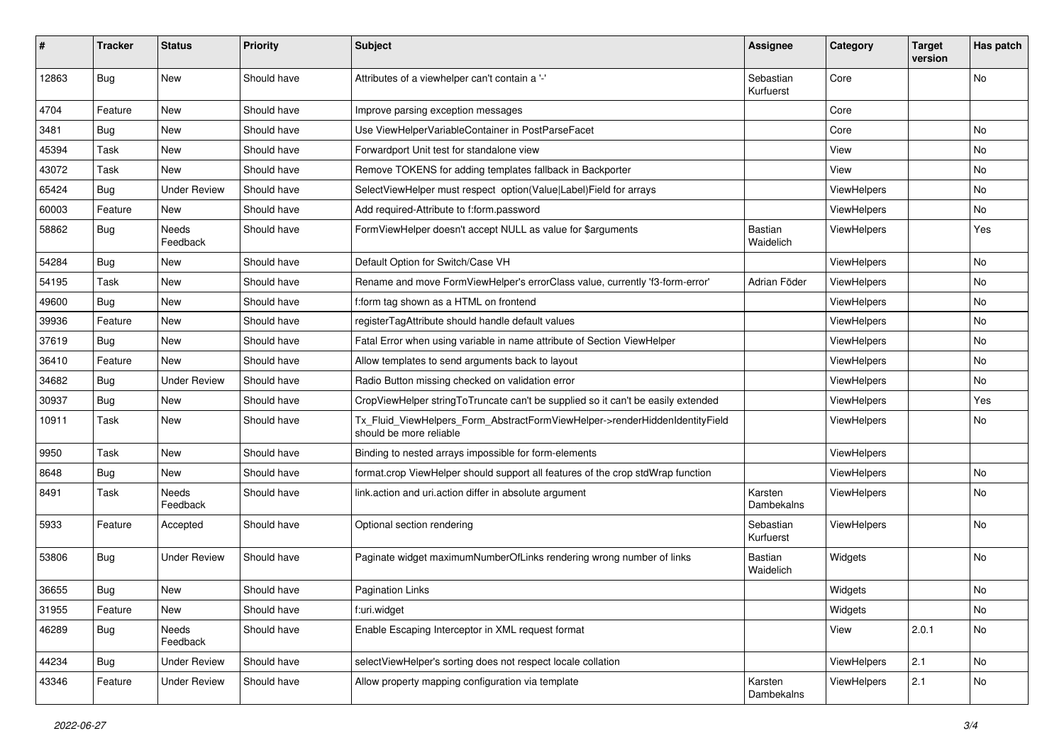| # | Tracker | Status | Priority | Subject | Assignee | Category | Target version | Has patch |
|---|---|---|---|---|---|---|---|---|
| 12863 | Bug | New | Should have | Attributes of a viewhelper can't contain a '-' | Sebastian Kurfuerst | Core | | No |
| 4704 | Feature | New | Should have | Improve parsing exception messages | | Core | | |
| 3481 | Bug | New | Should have | Use ViewHelperVariableContainer in PostParseFacet | | Core | | No |
| 45394 | Task | New | Should have | Forwardport Unit test for standalone view | | View | | No |
| 43072 | Task | New | Should have | Remove TOKENS for adding templates fallback in Backporter | | View | | No |
| 65424 | Bug | Under Review | Should have | SelectViewHelper must respect option(Value\|Label)Field for arrays | | ViewHelpers | | No |
| 60003 | Feature | New | Should have | Add required-Attribute to f:form.password | | ViewHelpers | | No |
| 58862 | Bug | Needs Feedback | Should have | FormViewHelper doesn't accept NULL as value for $arguments | Bastian Waidelich | ViewHelpers | | Yes |
| 54284 | Bug | New | Should have | Default Option for Switch/Case VH | | ViewHelpers | | No |
| 54195 | Task | New | Should have | Rename and move FormViewHelper's errorClass value, currently 'f3-form-error' | Adrian Föder | ViewHelpers | | No |
| 49600 | Bug | New | Should have | f:form tag shown as a HTML on frontend | | ViewHelpers | | No |
| 39936 | Feature | New | Should have | registerTagAttribute should handle default values | | ViewHelpers | | No |
| 37619 | Bug | New | Should have | Fatal Error when using variable in name attribute of Section ViewHelper | | ViewHelpers | | No |
| 36410 | Feature | New | Should have | Allow templates to send arguments back to layout | | ViewHelpers | | No |
| 34682 | Bug | Under Review | Should have | Radio Button missing checked on validation error | | ViewHelpers | | No |
| 30937 | Bug | New | Should have | CropViewHelper stringToTruncate can't be supplied so it can't be easily extended | | ViewHelpers | | Yes |
| 10911 | Task | New | Should have | Tx_Fluid_ViewHelpers_Form_AbstractFormViewHelper->renderHiddenIdentityField should be more reliable | | ViewHelpers | | No |
| 9950 | Task | New | Should have | Binding to nested arrays impossible for form-elements | | ViewHelpers | | |
| 8648 | Bug | New | Should have | format.crop ViewHelper should support all features of the crop stdWrap function | | ViewHelpers | | No |
| 8491 | Task | Needs Feedback | Should have | link.action and uri.action differ in absolute argument | Karsten Dambekalns | ViewHelpers | | No |
| 5933 | Feature | Accepted | Should have | Optional section rendering | Sebastian Kurfuerst | ViewHelpers | | No |
| 53806 | Bug | Under Review | Should have | Paginate widget maximumNumberOfLinks rendering wrong number of links | Bastian Waidelich | Widgets | | No |
| 36655 | Bug | New | Should have | Pagination Links | | Widgets | | No |
| 31955 | Feature | New | Should have | f:uri.widget | | Widgets | | No |
| 46289 | Bug | Needs Feedback | Should have | Enable Escaping Interceptor in XML request format | | View | 2.0.1 | No |
| 44234 | Bug | Under Review | Should have | selectViewHelper's sorting does not respect locale collation | | ViewHelpers | 2.1 | No |
| 43346 | Feature | Under Review | Should have | Allow property mapping configuration via template | Karsten Dambekalns | ViewHelpers | 2.1 | No |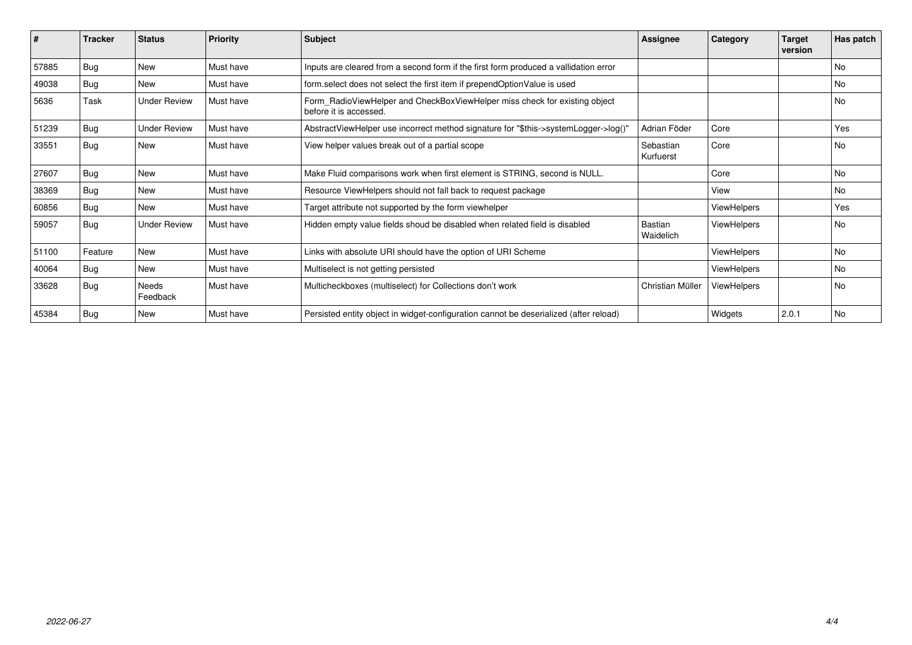| # | Tracker | Status | Priority | Subject | Assignee | Category | Target version | Has patch |
|---|---|---|---|---|---|---|---|---|
| 57885 | Bug | New | Must have | Inputs are cleared from a second form if the first form produced a vallidation error | | | | No |
| 49038 | Bug | New | Must have | form.select does not select the first item if prependOptionValue is used | | | | No |
| 5636 | Task | Under Review | Must have | Form_RadioViewHelper and CheckBoxViewHelper miss check for existing object before it is accessed. | | | | No |
| 51239 | Bug | Under Review | Must have | AbstractViewHelper use incorrect method signature for "$this->systemLogger->log()" | Adrian Föder | Core | | Yes |
| 33551 | Bug | New | Must have | View helper values break out of a partial scope | Sebastian Kurfuerst | Core | | No |
| 27607 | Bug | New | Must have | Make Fluid comparisons work when first element is STRING, second is NULL. | | Core | | No |
| 38369 | Bug | New | Must have | Resource ViewHelpers should not fall back to request package | | View | | No |
| 60856 | Bug | New | Must have | Target attribute not supported by the form viewhelper | | ViewHelpers | | Yes |
| 59057 | Bug | Under Review | Must have | Hidden empty value fields shoud be disabled when related field is disabled | Bastian Waidelich | ViewHelpers | | No |
| 51100 | Feature | New | Must have | Links with absolute URI should have the option of URI Scheme | | ViewHelpers | | No |
| 40064 | Bug | New | Must have | Multiselect is not getting persisted | | ViewHelpers | | No |
| 33628 | Bug | Needs Feedback | Must have | Multicheckboxes (multiselect) for Collections don't work | Christian Müller | ViewHelpers | | No |
| 45384 | Bug | New | Must have | Persisted entity object in widget-configuration cannot be deserialized (after reload) | | Widgets | 2.0.1 | No |